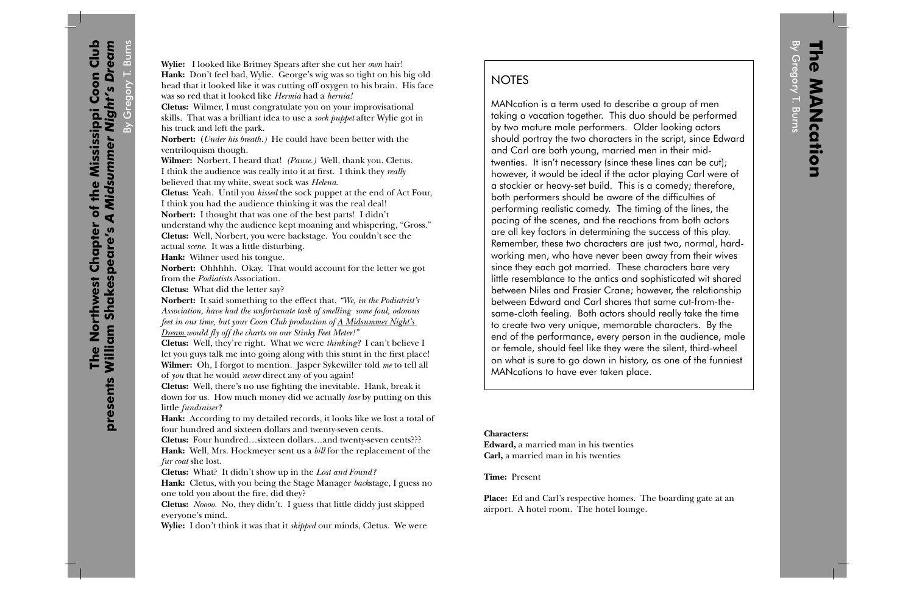**Wylie:** I looked like Britney Spears after she cut her *own* hair!

**Hank:** Don't feel bad, Wylie. George's wig was so tight on his big old head that it looked like it was cutting off oxygen to his brain. His face was so red that it looked like *Hermia* had a *hernia!*

**Cletus:** Wilmer, I must congratulate you on your improvisational skills. That was a brilliant idea to use a *sock puppet* after Wylie got in his truck and left the park.

**Norbert:** (*Under his breath.*) He could have been better with the ventriloquism though.

**Wilmer:** Norbert, I heard that! *(Pause.)* Well, thank you, Cletus. I think the audience was really into it at first. I think they *really* believed that my white, sweat sock was *Helena.*

**Cletus:** Yeah. Until you *kissed* the sock puppet at the end of Act Four, I think you had the audience thinking it was the real deal!

**Norbert:** I thought that was one of the best parts! I didn't understand why the audience kept moaning and whispering, "Gross."

**Cletus:** Well, Norbert, you were backstage. You couldn't see the actual *scene.* It was a little disturbing.

**Hank:** Wilmer used his tongue.

**Norbert:** Ohhhhh. Okay. That would account for the letter we got from the *Podiatists* Association.

**Cletus:** What did the letter say?

**Norbert:** It said something to the effect that, *"We, in the Podiatrist's Association, have had the unfortunate task of smelling some foul, odorous feet in our time, but your Coon Club production of A Midsummer Night's Dream would fly off the charts on our Stinky Feet Meter!"*

**Cletus:** Well, they're right. What we were *thinking?* I can't believe I let you guys talk me into going along with this stunt in the first place!

**Wilmer:** Oh, I forgot to mention. Jasper Sykewiller told *me* to tell all of *you* that he would *never* direct any of you again!

**Cletus:** Well, there's no use fighting the inevitable. Hank, break it down for us. How much money did we actually *lose* by putting on this little *fundraiser?*

**Hank:** According to my detailed records, it looks like we lost a total of four hundred and sixteen dollars and twenty-seven cents.

**Cletus:** Four hundred…sixteen dollars…and twenty-seven cents???

**Hank:** Well, Mrs. Hockmeyer sent us a *bill* for the replacement of the *fur coat* she lost.

**Cletus:** What? It didn't show up in the *Lost and Found?*

**Hank:** Cletus, with you being the Stage Manager *back*stage, I guess no one told you about the fire, did they?

**Cletus:** *Noooo.* No, they didn't. I guess that little diddy just skipped everyone's mind.

**Wylie:** I don't think it was that it *skipped* our minds, Cletus. We were

# The MANcation

By Gregory T. Burns

## NOTES

MANcation is a term used to describe a group of men taking a vacation together. This duo should be performed by two mature male performers. Older looking actors should portray the two characters in the script, since Edward and Carl are both young, married men in their mid-twenties. It isn't necessary (since these lines can be cut); however, it would be ideal if the actor playing Carl were of a stockier or heavy-set build. This is a comedy; therefore, both performers should be aware of the difficulties of performing realistic comedy. The timing of the lines, the pacing of the scenes, and the reactions from both actors are all key factors in determining the success of this play. Remember, these two characters are just two, normal, hard-working men, who have never been away from their wives since they each got married. These characters bare very little resemblance to the antics and sophisticated wit shared between Niles and Frasier Crane; however, the relationship between Edward and Carl shares that same cut-from-the-same-cloth feeling. Both actors should really take the time to create two very unique, memorable characters. By the end of the performance, every person in the audience, male or female, should feel like they were the silent, third-wheel on what is sure to go down in history, as one of the funniest MANcations to have ever taken place.

**Characters:**
**Edward,** a married man in his twenties
**Carl,** a married man in his twenties

**Time:** Present

**Place:** Ed and Carl's respective homes. The boarding gate at an airport. A hotel room. The hotel lounge.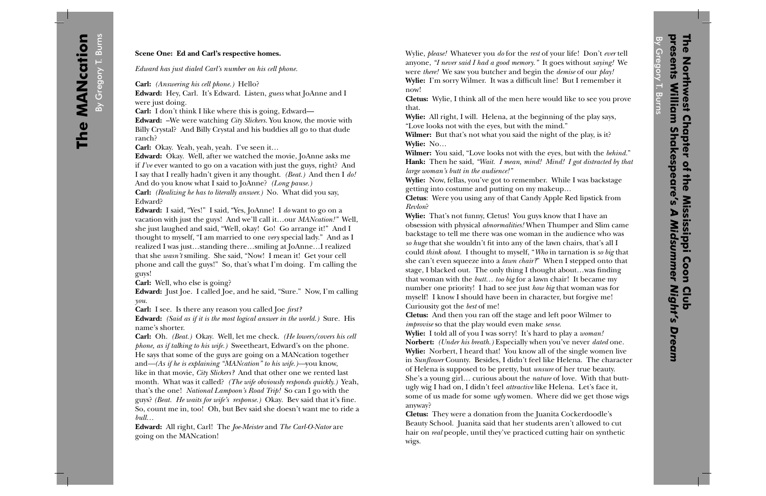### Scene One: Ed and Carl's respective homes.

*Edward has just dialed Carl's number on his cell phone.*

**Carl:** *(Answering his cell phone.)* Hello?

**Edward:** Hey, Carl. It's Edward. Listen, *guess* what JoAnne and I were just doing.

**Carl:** I don't think I like where this is going, Edward—

**Edward:** –We were watching *City Slickers*. You know, the movie with Billy Crystal? And Billy Crystal and his buddies all go to that dude ranch?

**Carl:** Okay. Yeah, yeah, yeah. I've seen it…

**Edward:** Okay. Well, after we watched the movie, JoAnne asks me if *I've* ever wanted to go on a vacation with just the guys, right? And I say that I really hadn't given it any thought. *(Beat.)* And then I *do!* And do you know what I said to JoAnne? *(Long pause.)*

**Carl:** *(Realizing he has to literally answer.)* No. What did you say, Edward?

**Edward:** I said, "Yes!" I said, "Yes, JoAnne! I *do* want to go on a vacation with just the guys! And we'll call it…our *MANcation!"* Well, she just laughed and said, "Well, okay! Go! Go arrange it!" And I thought to myself, "I am married to one *very* special lady." And as I realized I was just…standing there…smiling at JoAnne…I realized that she *wasn't* smiling. She said, "Now! I mean it! Get your cell phone and call the guys!" So, that's what I'm doing. I'm calling the guys!

**Carl:** Well, who else is going?

**Edward:** Just Joe. I called Joe, and he said, "Sure." Now, I'm calling *you.*

**Carl:** I see. Is there any reason you called Joe *first?*

**Edward:** *(Said as if it is the most logical answer in the world.)* Sure. His name's shorter.

**Carl:** Oh. *(Beat.)* Okay. Well, let me check. *(He lowers/covers his cell phone, as if talking to his wife.)* Sweetheart, Edward's on the phone. He says that some of the guys are going on a MANcation together and—*(As if he is explaining "MANcation" to his wife.)*—you know, like in that movie, *City Slickers*? And that other one we rented last month. What was it called? *(The wife obviously responds quickly.)* Yeah, that's the one! *National Lampoon's Road Trip!* So can I go with the guys? *(Beat. He waits for wife's response.)* Okay. Bev said that it's fine. So, count me in, too! Oh, but Bev said she doesn't want me to ride a *bull…*

**Edward:** All right, Carl! The *Joe-Meister* and *The Carl-O-Nator* are going on the MANcation!

Wylie, *please!* Whatever you *do* for the *rest* of your life! Don't *ever* tell anyone, *"I never said I had a good memory."* It goes without *saying!* We were *there!* We saw you butcher and begin the *demise* of our *play!*

**Wylie:** I'm sorry Wilmer. It was a difficult line! But I remember it now!

**Cletus:** Wylie, I think all of the men here would like to see you prove that.

**Wylie:** All right, I will. Helena, at the beginning of the play says, "Love looks not with the eyes, but with the mind."

**Wilmer:** But that's not what you said the night of the play, is it?

**Wylie:** No…

**Wilmer:** You said, "Love looks not with the eyes, but with the *behind.*"

**Hank:** Then he said, *"Wait. I mean, mind! Mind! I got distracted by that large woman's butt in the audience!"*

**Wylie:** Now, fellas, you've got to remember. While I was backstage getting into costume and putting on my makeup…

**Cletus**: Were you using any of that Candy Apple Red lipstick from *Revlon*?

**Wylie:** That's not funny, Cletus! You guys know that I have an obsession with physical *abnormalities!* When Thumper and Slim came backstage to tell me there was one woman in the audience who was *so huge* that she wouldn't fit into any of the lawn chairs, that's all I could *think about*. I thought to myself, "*Who* in tarnation is *so big* that she can't even squeeze into a *lawn chair?*" When I stepped onto that stage, I blacked out. The only thing I thought about…was finding that woman with the *butt… too big* for a lawn chair! It became my number one priority! I had to see just *how big* that woman was for myself! I know I should have been in character, but forgive me! Curiousity got the *best* of me!

**Cletus:** And then you ran off the stage and left poor Wilmer to *improvise* so that the play would even make *sense*.

**Wylie:** I told all of you I was sorry! It's hard to play a *woman!*

**Norbert:** *(Under his breath.)* Especially when you've never *dated* one.

**Wylie:** Norbert, I heard that! You know all of the single women live in *Sunflower* County. Besides, I didn't feel like Helena. The character of Helena is supposed to be pretty, but *unsure* of her true beauty. She's a young girl… curious about the *nature* of love. With that butt-ugly wig I had on, I didn't feel *attractive* like Helena. Let's face it, some of us made for some *ugly* women. Where did we get those wigs anyway?

**Cletus:** They were a donation from the Juanita Cockerdoodle's Beauty School. Juanita said that her students aren't allowed to cut hair on *real* people, until they've practiced cutting hair on synthetic wigs.